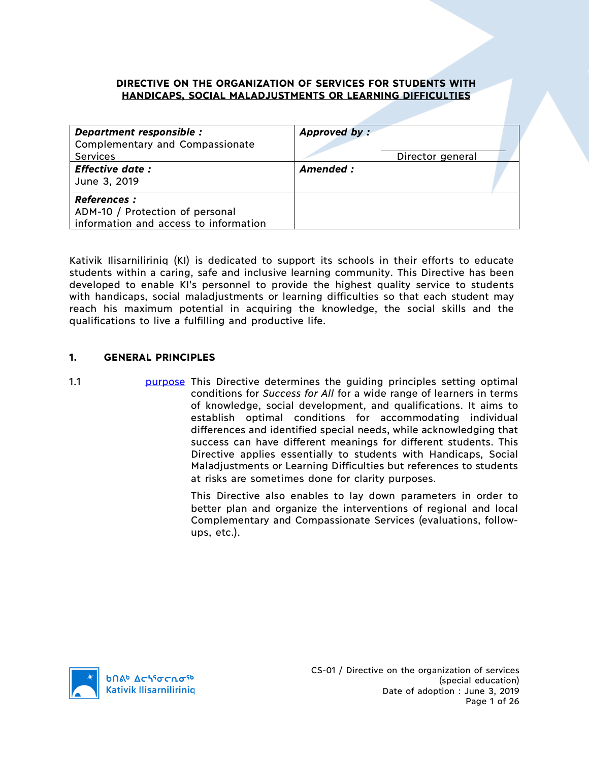# DIRECTIVE ON THE ORGANIZATION OF SERVICES FOR STUDENTS WITH HANDICAPS, SOCIAL MALADJUSTMENTS OR LEARNING DIFFICULTIES

| **Department responsible :** Complementary and Compassionate Services | **Approved by :** Director general |
|---|---|
| **Effective date :** June 3, 2019 | **Amended :** |
| **References :** ADM-10 / Protection of personal information and access to information | |

Kativik Ilisarniliriniq (KI) is dedicated to support its schools in their efforts to educate students within a caring, safe and inclusive learning community. This Directive has been developed to enable KI's personnel to provide the highest quality service to students with handicaps, social maladjustments or learning difficulties so that each student may reach his maximum potential in acquiring the knowledge, the social skills and the qualifications to live a fulfilling and productive life.

## 1. GENERAL PRINCIPLES

1.1 purpose — This Directive determines the guiding principles setting optimal conditions for *Success for All* for a wide range of learners in terms of knowledge, social development, and qualifications. It aims to establish optimal conditions for accommodating individual differences and identified special needs, while acknowledging that success can have different meanings for different students. This Directive applies essentially to students with Handicaps, Social Maladjustments or Learning Difficulties but references to students at risks are sometimes done for clarity purposes.

This Directive also enables to lay down parameters in order to better plan and organize the interventions of regional and local Complementary and Compassionate Services (evaluations, follow-ups, etc.).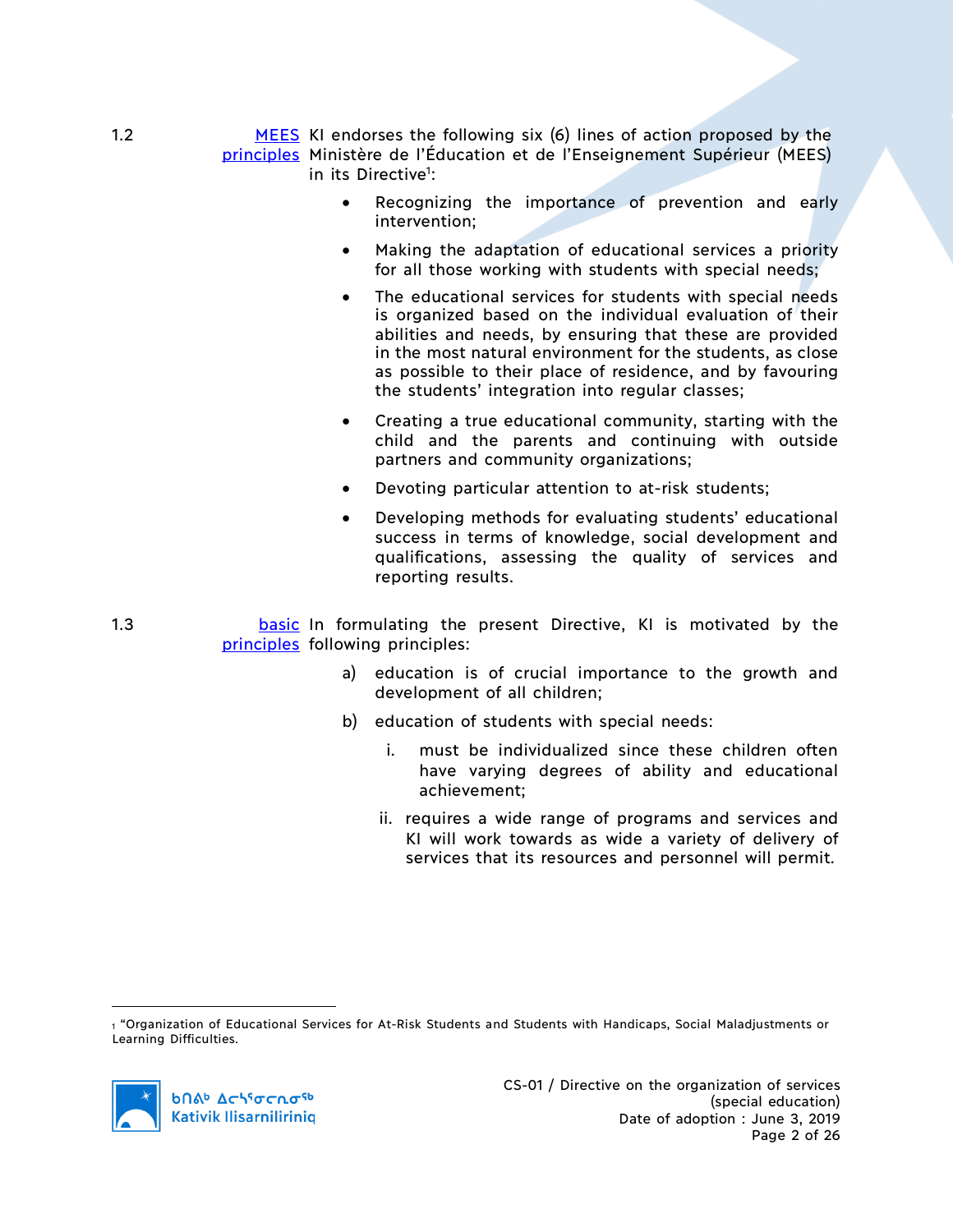1.2 **MEES principles** KI endorses the following six (6) lines of action proposed by the Ministère de l'Éducation et de l'Enseignement Supérieur (MEES) in its Directive[1]:

- Recognizing the importance of prevention and early intervention;
- Making the adaptation of educational services a priority for all those working with students with special needs;
- The educational services for students with special needs is organized based on the individual evaluation of their abilities and needs, by ensuring that these are provided in the most natural environment for the students, as close as possible to their place of residence, and by favouring the students' integration into regular classes;
- Creating a true educational community, starting with the child and the parents and continuing with outside partners and community organizations;
- Devoting particular attention to at-risk students;
- Developing methods for evaluating students' educational success in terms of knowledge, social development and qualifications, assessing the quality of services and reporting results.

1.3 **basic principles** In formulating the present Directive, KI is motivated by the following principles:

a) education is of crucial importance to the growth and development of all children;

b) education of students with special needs:

   i. must be individualized since these children often have varying degrees of ability and educational achievement;

   ii. requires a wide range of programs and services and KI will work towards as wide a variety of delivery of services that its resources and personnel will permit.

---

[1] "Organization of Educational Services for At-Risk Students and Students with Handicaps, Social Maladjustments or Learning Difficulties.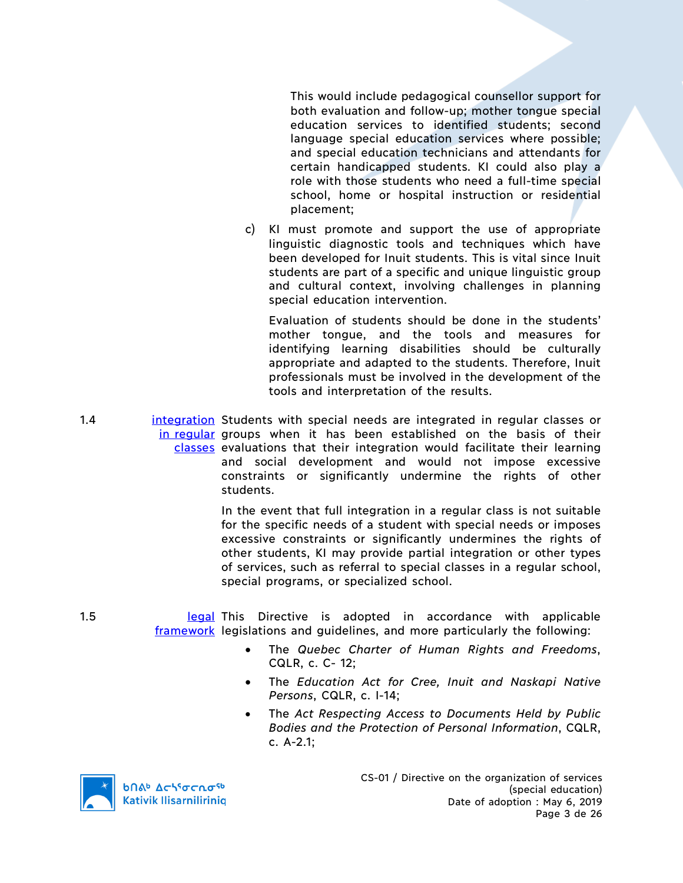This would include pedagogical counsellor support for both evaluation and follow-up; mother tongue special education services to identified students; second language special education services where possible; and special education technicians and attendants for certain handicapped students. KI could also play a role with those students who need a full-time special school, home or hospital instruction or residential placement;

c) KI must promote and support the use of appropriate linguistic diagnostic tools and techniques which have been developed for Inuit students. This is vital since Inuit students are part of a specific and unique linguistic group and cultural context, involving challenges in planning special education intervention.

Evaluation of students should be done in the students' mother tongue, and the tools and measures for identifying learning disabilities should be culturally appropriate and adapted to the students. Therefore, Inuit professionals must be involved in the development of the tools and interpretation of the results.

1.4 integration in regular classes

Students with special needs are integrated in regular classes or groups when it has been established on the basis of their evaluations that their integration would facilitate their learning and social development and would not impose excessive constraints or significantly undermine the rights of other students.

In the event that full integration in a regular class is not suitable for the specific needs of a student with special needs or imposes excessive constraints or significantly undermines the rights of other students, KI may provide partial integration or other types of services, such as referral to special classes in a regular school, special programs, or specialized school.

1.5 legal framework

This Directive is adopted in accordance with applicable legislations and guidelines, and more particularly the following:

- The *Quebec Charter of Human Rights and Freedoms*, CQLR, c. C- 12;
- The *Education Act for Cree, Inuit and Naskapi Native Persons*, CQLR, c. I-14;
- The *Act Respecting Access to Documents Held by Public Bodies and the Protection of Personal Information*, CQLR, c. A-2.1;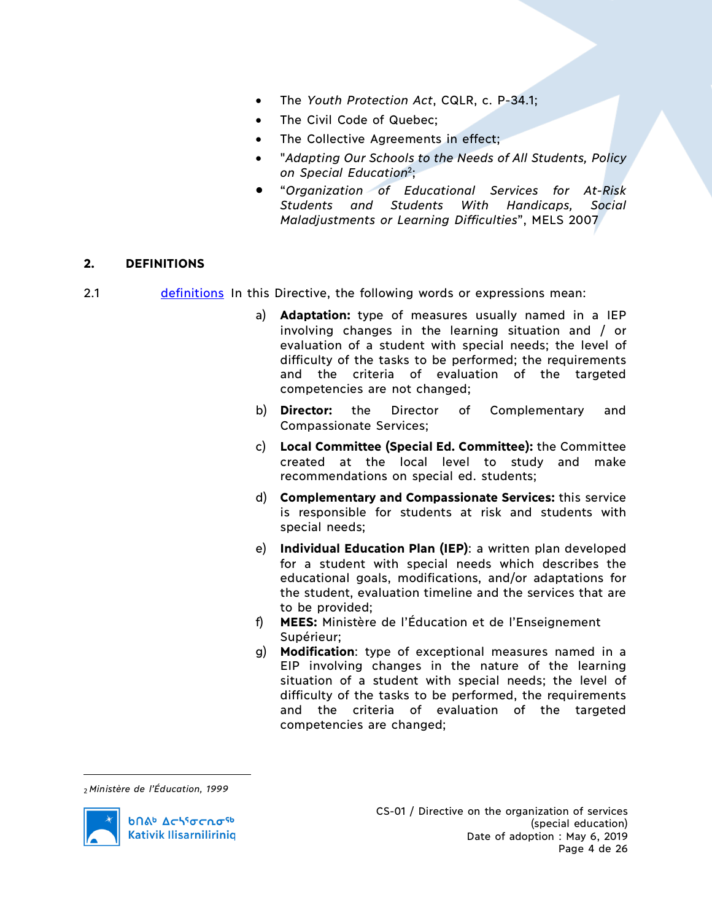- The *Youth Protection Act*, CQLR, c. P-34.1;
- The Civil Code of Quebec;
- The Collective Agreements in effect;
- "*Adapting Our Schools to the Needs of All Students, Policy on Special Education*[2];
- "*Organization of Educational Services for At-Risk Students and Students With Handicaps, Social Maladjustments or Learning Difficulties*", MELS 2007

## 2. DEFINITIONS

2.1 definitions In this Directive, the following words or expressions mean:

a) **Adaptation:** type of measures usually named in a IEP involving changes in the learning situation and / or evaluation of a student with special needs; the level of difficulty of the tasks to be performed; the requirements and the criteria of evaluation of the targeted competencies are not changed;

b) **Director:** the Director of Complementary and Compassionate Services;

c) **Local Committee (Special Ed. Committee):** the Committee created at the local level to study and make recommendations on special ed. students;

d) **Complementary and Compassionate Services:** this service is responsible for students at risk and students with special needs;

e) **Individual Education Plan (IEP)**: a written plan developed for a student with special needs which describes the educational goals, modifications, and/or adaptations for the student, evaluation timeline and the services that are to be provided;

f) **MEES:** Ministère de l'Éducation et de l'Enseignement Supérieur;

g) **Modification**: type of exceptional measures named in a EIP involving changes in the nature of the learning situation of a student with special needs; the level of difficulty of the tasks to be performed, the requirements and the criteria of evaluation of the targeted competencies are changed;

---

[2] *Ministère de l'Éducation, 1999*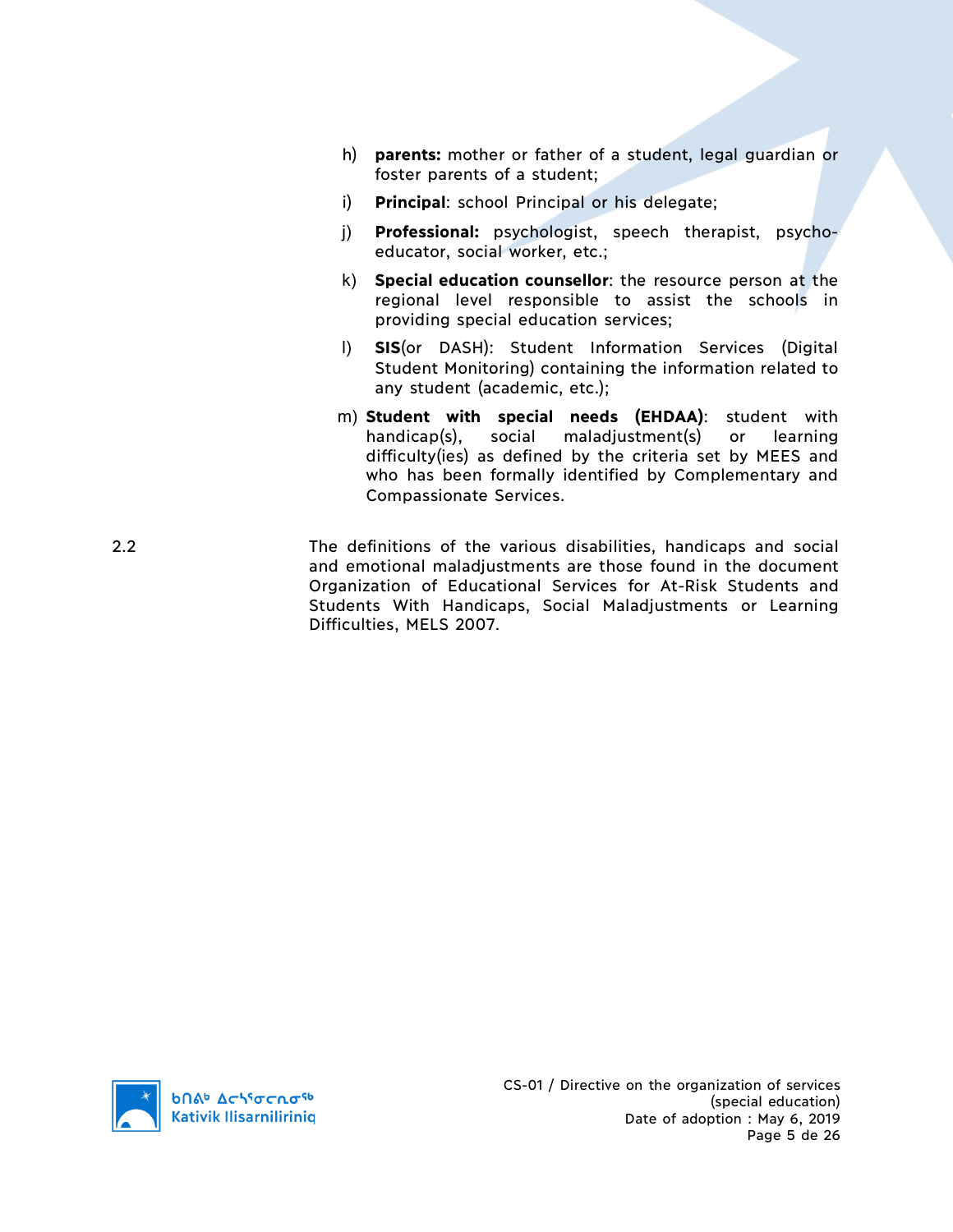h) **parents:** mother or father of a student, legal guardian or foster parents of a student;

i) **Principal**: school Principal or his delegate;

j) **Professional:** psychologist, speech therapist, psycho-educator, social worker, etc.;

k) **Special education counsellor**: the resource person at the regional level responsible to assist the schools in providing special education services;

l) **SIS**(or DASH): Student Information Services (Digital Student Monitoring) containing the information related to any student (academic, etc.);

m) **Student with special needs (EHDAA)**: student with handicap(s), social maladjustment(s) or learning difficulty(ies) as defined by the criteria set by MEES and who has been formally identified by Complementary and Compassionate Services.

2.2 The definitions of the various disabilities, handicaps and social and emotional maladjustments are those found in the document Organization of Educational Services for At-Risk Students and Students With Handicaps, Social Maladjustments or Learning Difficulties, MELS 2007.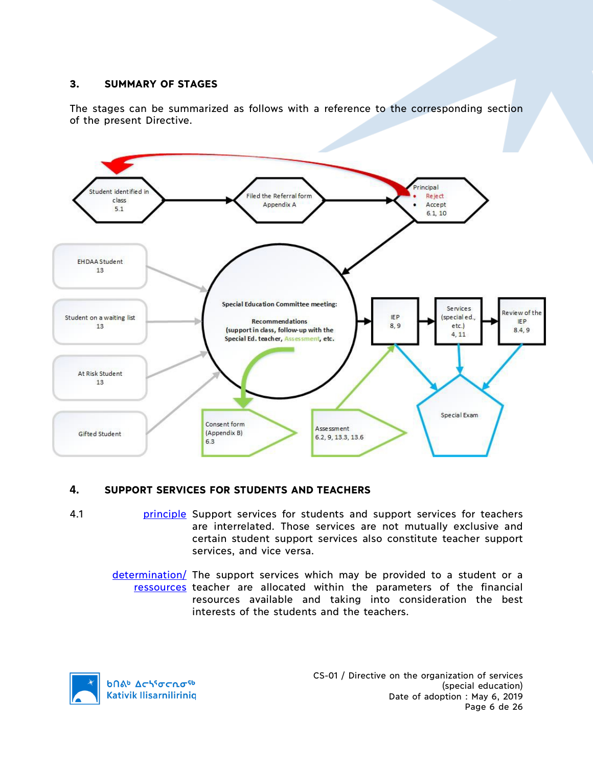## 3. SUMMARY OF STAGES

The stages can be summarized as follows with a reference to the corresponding section of the present Directive.

Student identified in class 5.1

Filed the Referral form Appendix A

Principal
- Reject
- Accept

6.1, 10

EHDAA Student 13

Student on a waiting list 13

At Risk Student 13

Gifted Student

**Special Education Committee meeting:**

**Recommendations (support in class, follow-up with the Special Ed. teacher, Assessment, etc.**

IEP 8, 9

Services (special ed., etc.) 4, 11

Review of the IEP 8.4, 9

Consent form (Appendix B) 6.3

Assessment 6.2, 9, 13.3, 13.6

Special Exam

## 4. SUPPORT SERVICES FOR STUDENTS AND TEACHERS

4.1 principle — Support services for students and support services for teachers are interrelated. Those services are not mutually exclusive and certain student support services also constitute teacher support services, and vice versa.

determination/ ressources — The support services which may be provided to a student or a teacher are allocated within the parameters of the financial resources available and taking into consideration the best interests of the students and the teachers.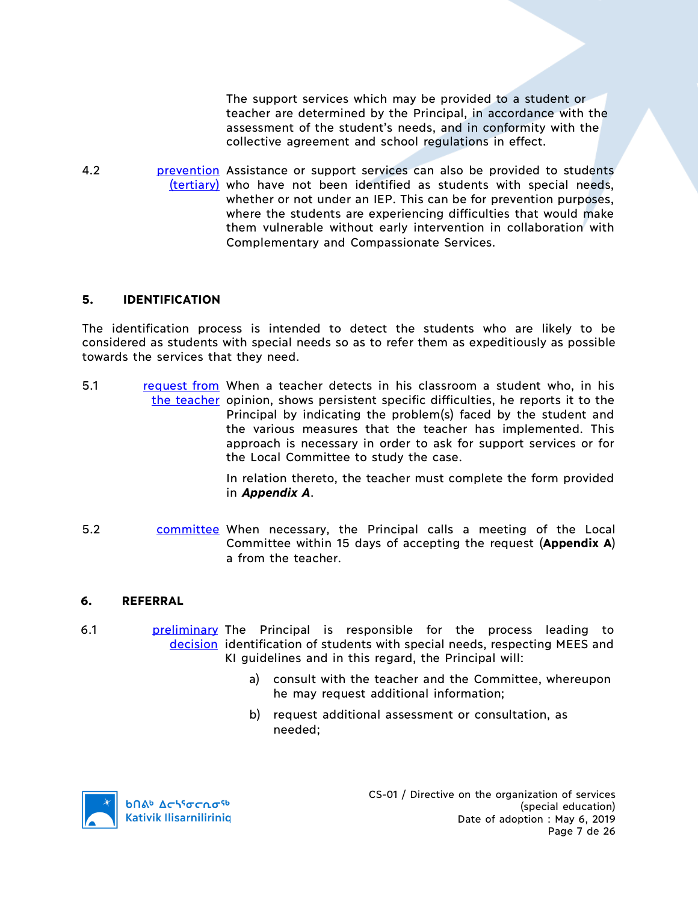The support services which may be provided to a student or teacher are determined by the Principal, in accordance with the assessment of the student's needs, and in conformity with the collective agreement and school regulations in effect.

4.2 prevention (tertiary) Assistance or support services can also be provided to students who have not been identified as students with special needs, whether or not under an IEP. This can be for prevention purposes, where the students are experiencing difficulties that would make them vulnerable without early intervention in collaboration with Complementary and Compassionate Services.

## 5. IDENTIFICATION

The identification process is intended to detect the students who are likely to be considered as students with special needs so as to refer them as expeditiously as possible towards the services that they need.

5.1 request from the teacher When a teacher detects in his classroom a student who, in his opinion, shows persistent specific difficulties, he reports it to the Principal by indicating the problem(s) faced by the student and the various measures that the teacher has implemented. This approach is necessary in order to ask for support services or for the Local Committee to study the case.

In relation thereto, the teacher must complete the form provided in ***Appendix A***.

5.2 committee When necessary, the Principal calls a meeting of the Local Committee within 15 days of accepting the request (**Appendix A**) a from the teacher.

## 6. REFERRAL

6.1 preliminary decision The Principal is responsible for the process leading to identification of students with special needs, respecting MEES and KI guidelines and in this regard, the Principal will:

a) consult with the teacher and the Committee, whereupon he may request additional information;

b) request additional assessment or consultation, as needed;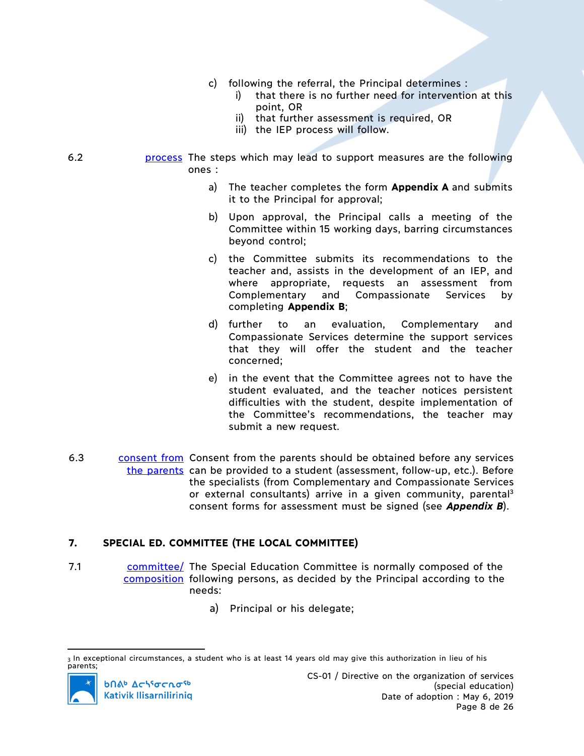c) following the referral, the Principal determines :
   i) that there is no further need for intervention at this point, OR
   ii) that further assessment is required, OR
   iii) the IEP process will follow.

6.2 process The steps which may lead to support measures are the following ones :

a) The teacher completes the form **Appendix A** and submits it to the Principal for approval;

b) Upon approval, the Principal calls a meeting of the Committee within 15 working days, barring circumstances beyond control;

c) the Committee submits its recommendations to the teacher and, assists in the development of an IEP, and where appropriate, requests an assessment from Complementary and Compassionate Services by completing **Appendix B**;

d) further to an evaluation, Complementary and Compassionate Services determine the support services that they will offer the student and the teacher concerned;

e) in the event that the Committee agrees not to have the student evaluated, and the teacher notices persistent difficulties with the student, despite implementation of the Committee's recommendations, the teacher may submit a new request.

6.3 consent from the parents Consent from the parents should be obtained before any services can be provided to a student (assessment, follow-up, etc.). Before the specialists (from Complementary and Compassionate Services or external consultants) arrive in a given community, parental[3] consent forms for assessment must be signed (see ***Appendix B***).

## 7. SPECIAL ED. COMMITTEE (THE LOCAL COMMITTEE)

7.1 committee/ composition The Special Education Committee is normally composed of the following persons, as decided by the Principal according to the needs:

a) Principal or his delegate;

---

[3] In exceptional circumstances, a student who is at least 14 years old may give this authorization in lieu of his parents;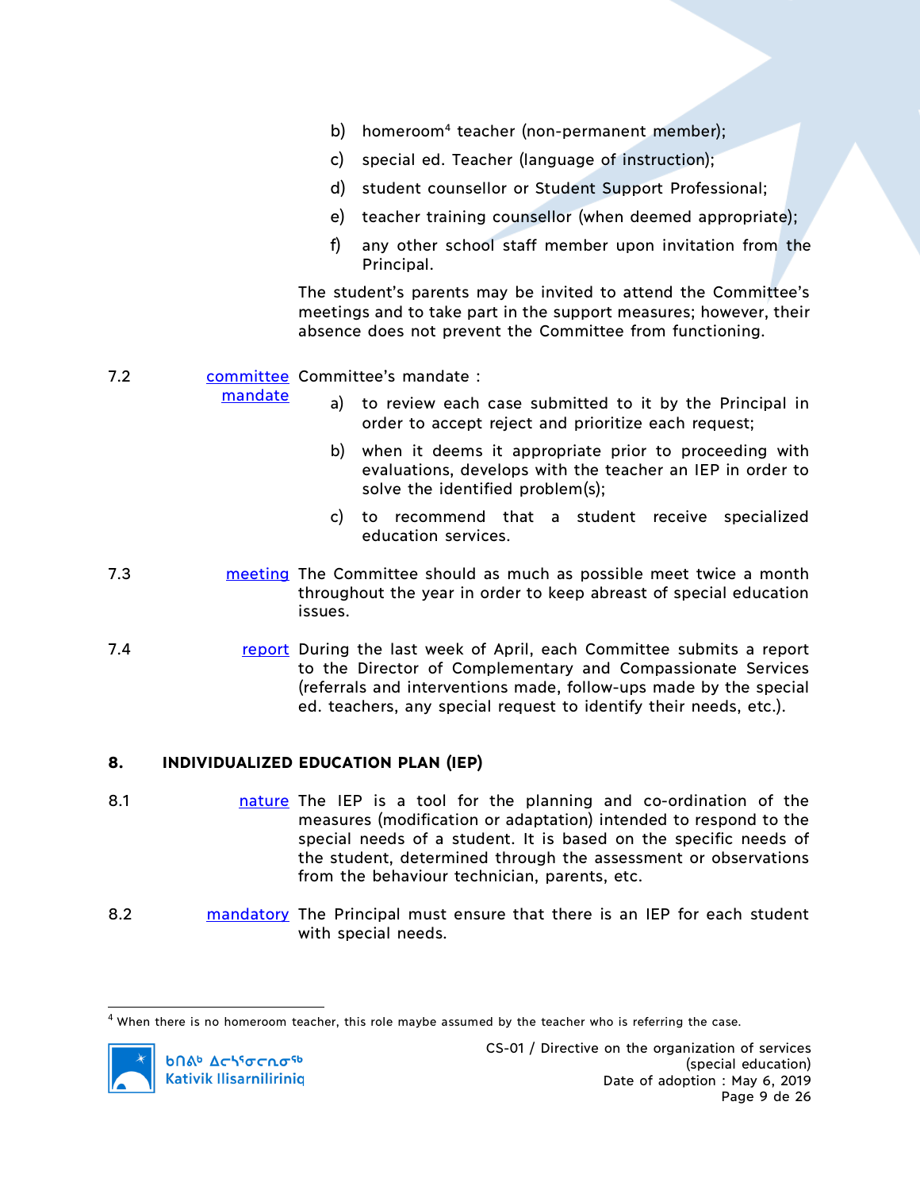b) homeroom[4] teacher (non-permanent member);

c) special ed. Teacher (language of instruction);

d) student counsellor or Student Support Professional;

e) teacher training counsellor (when deemed appropriate);

f) any other school staff member upon invitation from the Principal.

The student's parents may be invited to attend the Committee's meetings and to take part in the support measures; however, their absence does not prevent the Committee from functioning.

7.2 committee mandate

Committee's mandate :

a) to review each case submitted to it by the Principal in order to accept reject and prioritize each request;

b) when it deems it appropriate prior to proceeding with evaluations, develops with the teacher an IEP in order to solve the identified problem(s);

c) to recommend that a student receive specialized education services.

7.3 meeting

The Committee should as much as possible meet twice a month throughout the year in order to keep abreast of special education issues.

7.4 report

During the last week of April, each Committee submits a report to the Director of Complementary and Compassionate Services (referrals and interventions made, follow-ups made by the special ed. teachers, any special request to identify their needs, etc.).

## 8. INDIVIDUALIZED EDUCATION PLAN (IEP)

8.1 nature

The IEP is a tool for the planning and co-ordination of the measures (modification or adaptation) intended to respond to the special needs of a student. It is based on the specific needs of the student, determined through the assessment or observations from the behaviour technician, parents, etc.

8.2 mandatory

The Principal must ensure that there is an IEP for each student with special needs.

[4] When there is no homeroom teacher, this role maybe assumed by the teacher who is referring the case.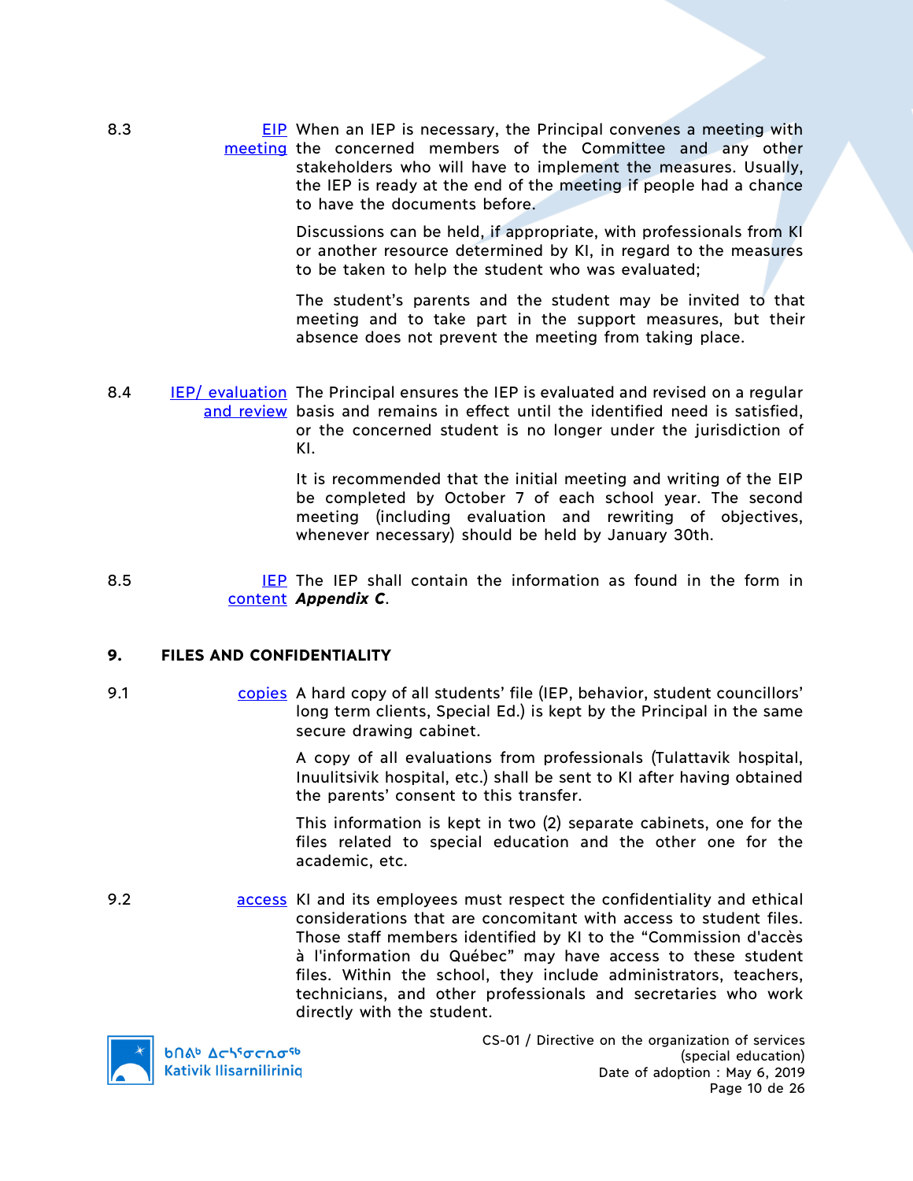8.3 **EIP meeting** When an IEP is necessary, the Principal convenes a meeting with the concerned members of the Committee and any other stakeholders who will have to implement the measures. Usually, the IEP is ready at the end of the meeting if people had a chance to have the documents before.

Discussions can be held, if appropriate, with professionals from KI or another resource determined by KI, in regard to the measures to be taken to help the student who was evaluated;

The student's parents and the student may be invited to that meeting and to take part in the support measures, but their absence does not prevent the meeting from taking place.

8.4 **IEP/ evaluation and review** The Principal ensures the IEP is evaluated and revised on a regular basis and remains in effect until the identified need is satisfied, or the concerned student is no longer under the jurisdiction of KI.

It is recommended that the initial meeting and writing of the EIP be completed by October 7 of each school year. The second meeting (including evaluation and rewriting of objectives, whenever necessary) should be held by January 30th.

8.5 **IEP content** The IEP shall contain the information as found in the form in ***Appendix C***.

## 9. FILES AND CONFIDENTIALITY

9.1 **copies** A hard copy of all students' file (IEP, behavior, student councillors' long term clients, Special Ed.) is kept by the Principal in the same secure drawing cabinet.

A copy of all evaluations from professionals (Tulattavik hospital, Inuulitsivik hospital, etc.) shall be sent to KI after having obtained the parents' consent to this transfer.

This information is kept in two (2) separate cabinets, one for the files related to special education and the other one for the academic, etc.

9.2 **access** KI and its employees must respect the confidentiality and ethical considerations that are concomitant with access to student files. Those staff members identified by KI to the "Commission d'accès à l'information du Québec" may have access to these student files. Within the school, they include administrators, teachers, technicians, and other professionals and secretaries who work directly with the student.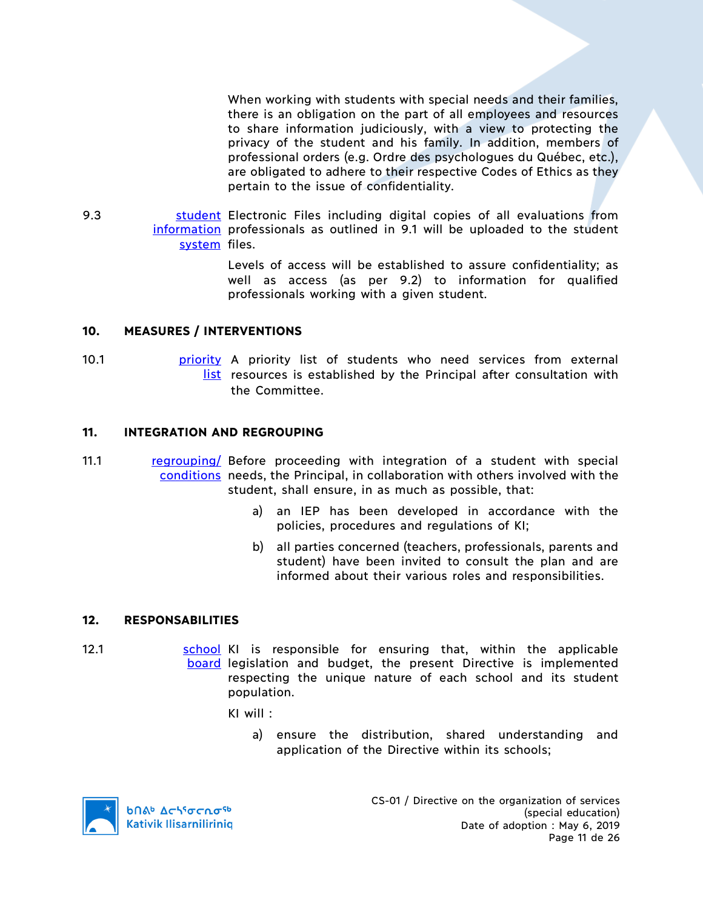When working with students with special needs and their families, there is an obligation on the part of all employees and resources to share information judiciously, with a view to protecting the privacy of the student and his family. In addition, members of professional orders (e.g. Ordre des psychologues du Québec, etc.), are obligated to adhere to their respective Codes of Ethics as they pertain to the issue of confidentiality.

9.3 student information system

Electronic Files including digital copies of all evaluations from professionals as outlined in 9.1 will be uploaded to the student files.

Levels of access will be established to assure confidentiality; as well as access (as per 9.2) to information for qualified professionals working with a given student.

## 10. MEASURES / INTERVENTIONS

10.1 priority list

A priority list of students who need services from external resources is established by the Principal after consultation with the Committee.

## 11. INTEGRATION AND REGROUPING

11.1 regrouping/ conditions

Before proceeding with integration of a student with special needs, the Principal, in collaboration with others involved with the student, shall ensure, in as much as possible, that:

a) an IEP has been developed in accordance with the policies, procedures and regulations of KI;

b) all parties concerned (teachers, professionals, parents and student) have been invited to consult the plan and are informed about their various roles and responsibilities.

## 12. RESPONSABILITIES

12.1 school board

KI is responsible for ensuring that, within the applicable legislation and budget, the present Directive is implemented respecting the unique nature of each school and its student population.

KI will :

a) ensure the distribution, shared understanding and application of the Directive within its schools;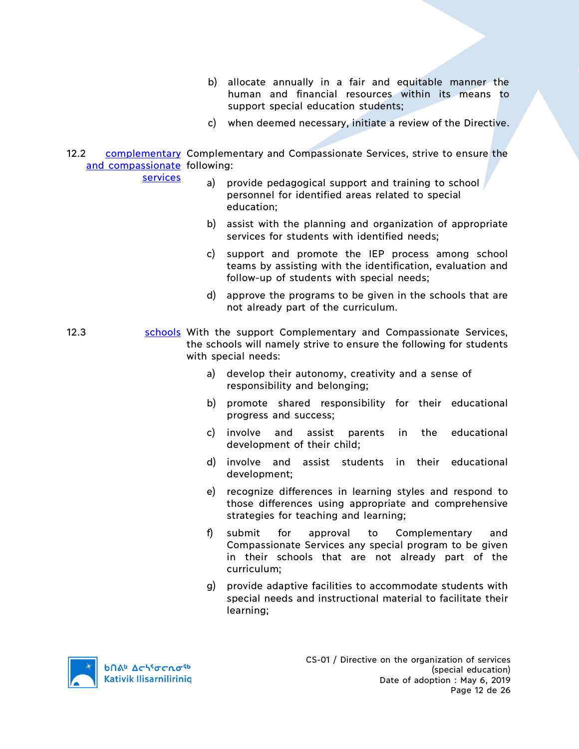b) allocate annually in a fair and equitable manner the human and financial resources within its means to support special education students;

c) when deemed necessary, initiate a review of the Directive.

12.2 complementary and compassionate services

Complementary and Compassionate Services, strive to ensure the following:

a) provide pedagogical support and training to school personnel for identified areas related to special education;

b) assist with the planning and organization of appropriate services for students with identified needs;

c) support and promote the IEP process among school teams by assisting with the identification, evaluation and follow-up of students with special needs;

d) approve the programs to be given in the schools that are not already part of the curriculum.

12.3 schools

With the support Complementary and Compassionate Services, the schools will namely strive to ensure the following for students with special needs:

a) develop their autonomy, creativity and a sense of responsibility and belonging;

b) promote shared responsibility for their educational progress and success;

c) involve and assist parents in the educational development of their child;

d) involve and assist students in their educational development;

e) recognize differences in learning styles and respond to those differences using appropriate and comprehensive strategies for teaching and learning;

f) submit for approval to Complementary and Compassionate Services any special program to be given in their schools that are not already part of the curriculum;

g) provide adaptive facilities to accommodate students with special needs and instructional material to facilitate their learning;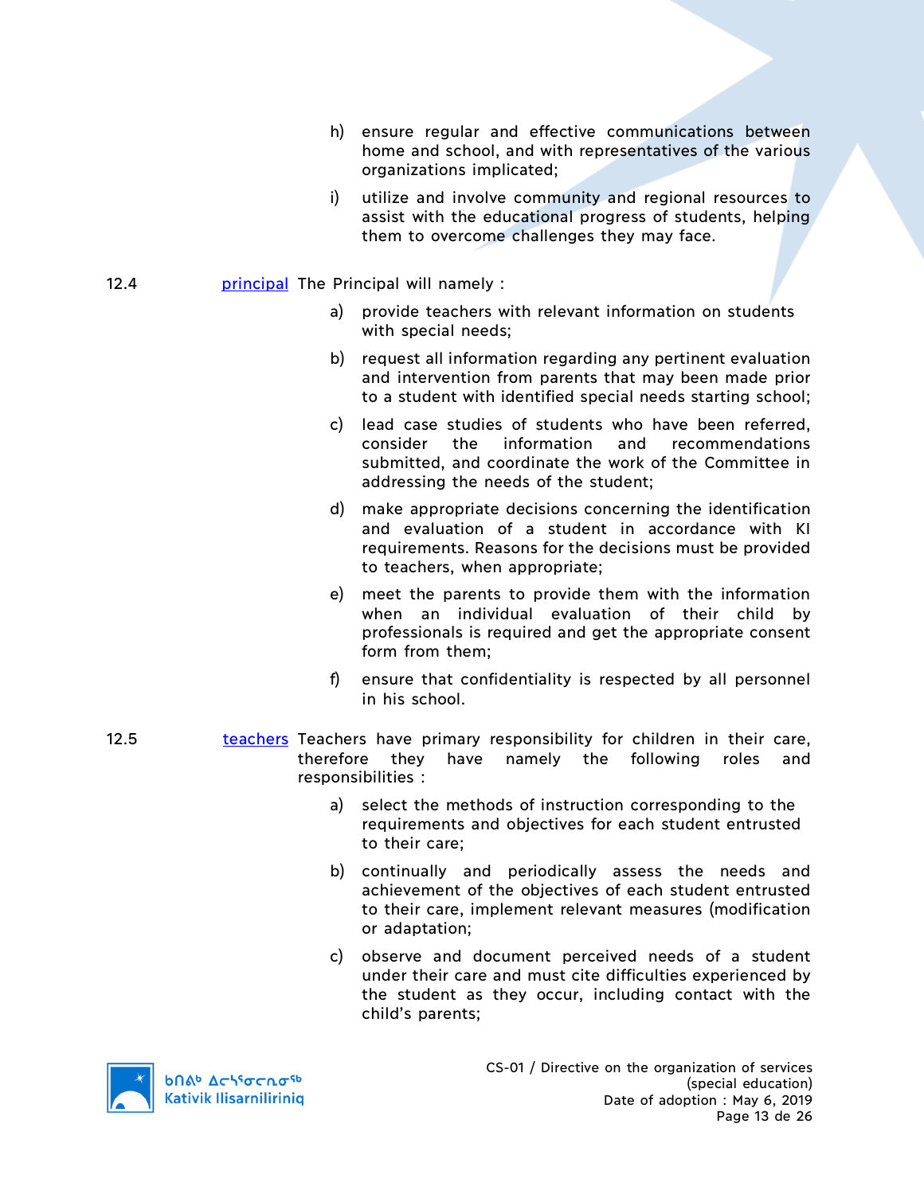h) ensure regular and effective communications between home and school, and with representatives of the various organizations implicated;

i) utilize and involve community and regional resources to assist with the educational progress of students, helping them to overcome challenges they may face.

12.4 [principal] The Principal will namely :

a) provide teachers with relevant information on students with special needs;

b) request all information regarding any pertinent evaluation and intervention from parents that may been made prior to a student with identified special needs starting school;

c) lead case studies of students who have been referred, consider the information and recommendations submitted, and coordinate the work of the Committee in addressing the needs of the student;

d) make appropriate decisions concerning the identification and evaluation of a student in accordance with KI requirements. Reasons for the decisions must be provided to teachers, when appropriate;

e) meet the parents to provide them with the information when an individual evaluation of their child by professionals is required and get the appropriate consent form from them;

f) ensure that confidentiality is respected by all personnel in his school.

12.5 [teachers] Teachers have primary responsibility for children in their care, therefore they have namely the following roles and responsibilities :

a) select the methods of instruction corresponding to the requirements and objectives for each student entrusted to their care;

b) continually and periodically assess the needs and achievement of the objectives of each student entrusted to their care, implement relevant measures (modification or adaptation;

c) observe and document perceived needs of a student under their care and must cite difficulties experienced by the student as they occur, including contact with the child's parents;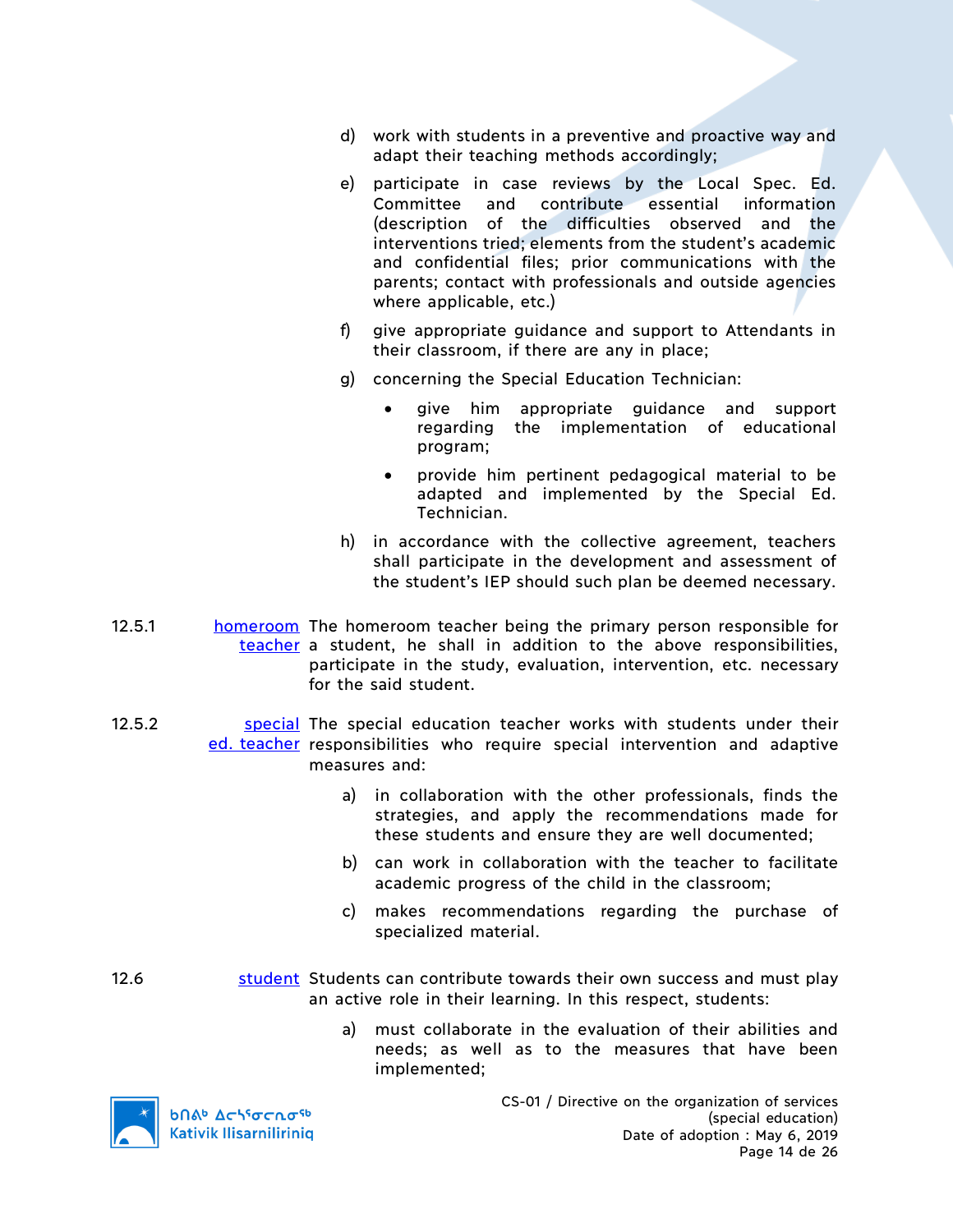d) work with students in a preventive and proactive way and adapt their teaching methods accordingly;

e) participate in case reviews by the Local Spec. Ed. Committee and contribute essential information (description of the difficulties observed and the interventions tried; elements from the student's academic and confidential files; prior communications with the parents; contact with professionals and outside agencies where applicable, etc.)

f) give appropriate guidance and support to Attendants in their classroom, if there are any in place;

g) concerning the Special Education Technician:

- give him appropriate guidance and support regarding the implementation of educational program;
- provide him pertinent pedagogical material to be adapted and implemented by the Special Ed. Technician.

h) in accordance with the collective agreement, teachers shall participate in the development and assessment of the student's IEP should such plan be deemed necessary.

12.5.1 homeroom teacher — The homeroom teacher being the primary person responsible for a student, he shall in addition to the above responsibilities, participate in the study, evaluation, intervention, etc. necessary for the said student.

12.5.2 special ed. teacher — The special education teacher works with students under their responsibilities who require special intervention and adaptive measures and:

a) in collaboration with the other professionals, finds the strategies, and apply the recommendations made for these students and ensure they are well documented;

b) can work in collaboration with the teacher to facilitate academic progress of the child in the classroom;

c) makes recommendations regarding the purchase of specialized material.

12.6 student — Students can contribute towards their own success and must play an active role in their learning. In this respect, students:

a) must collaborate in the evaluation of their abilities and needs; as well as to the measures that have been implemented;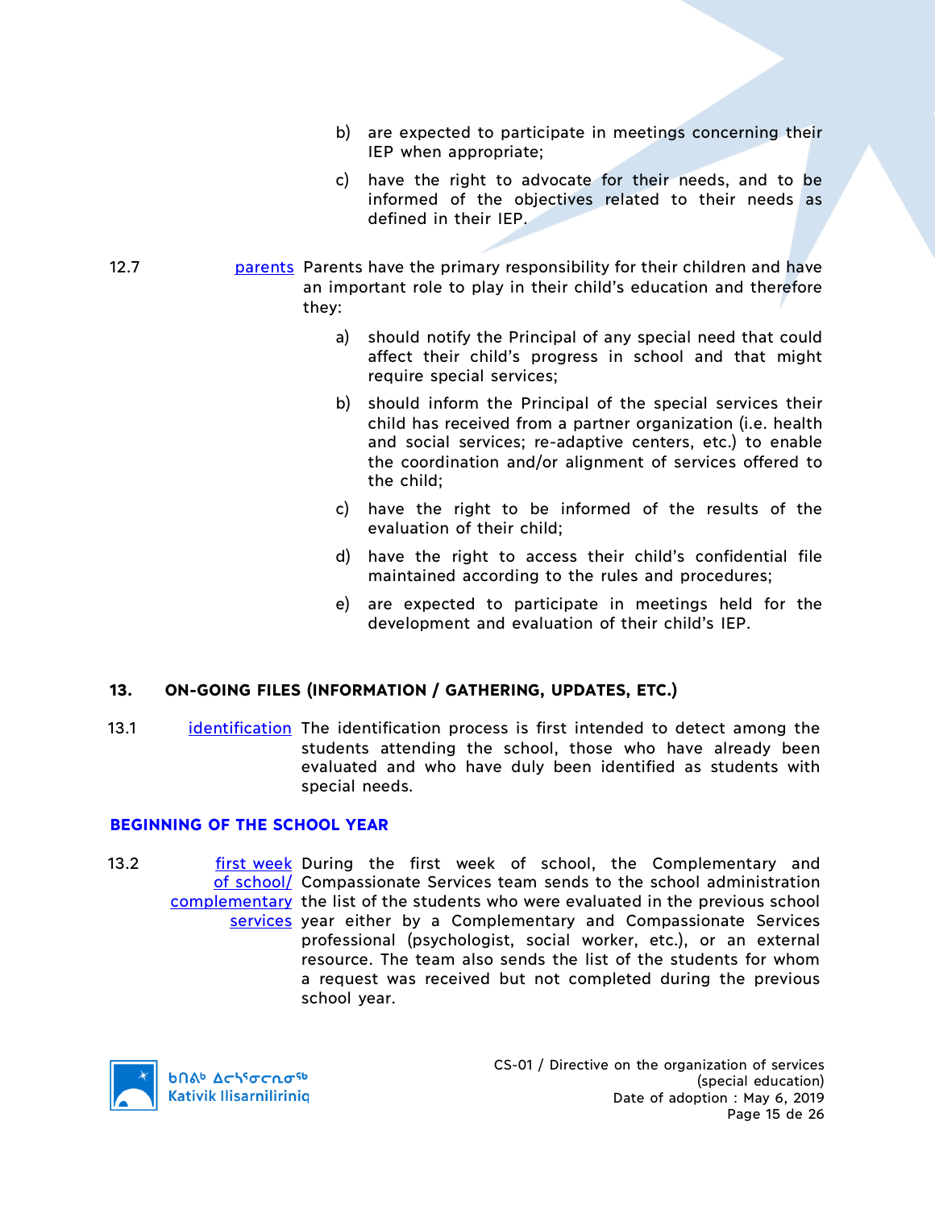b) are expected to participate in meetings concerning their IEP when appropriate;

c) have the right to advocate for their needs, and to be informed of the objectives related to their needs as defined in their IEP.

12.7 parents Parents have the primary responsibility for their children and have an important role to play in their child's education and therefore they:

a) should notify the Principal of any special need that could affect their child's progress in school and that might require special services;

b) should inform the Principal of the special services their child has received from a partner organization (i.e. health and social services; re-adaptive centers, etc.) to enable the coordination and/or alignment of services offered to the child;

c) have the right to be informed of the results of the evaluation of their child;

d) have the right to access their child's confidential file maintained according to the rules and procedures;

e) are expected to participate in meetings held for the development and evaluation of their child's IEP.

## 13. ON-GOING FILES (INFORMATION / GATHERING, UPDATES, ETC.)

13.1 identification The identification process is first intended to detect among the students attending the school, those who have already been evaluated and who have duly been identified as students with special needs.

### BEGINNING OF THE SCHOOL YEAR

13.2 first week of school/ complementary services During the first week of school, the Complementary and Compassionate Services team sends to the school administration the list of the students who were evaluated in the previous school year either by a Complementary and Compassionate Services professional (psychologist, social worker, etc.), or an external resource. The team also sends the list of the students for whom a request was received but not completed during the previous school year.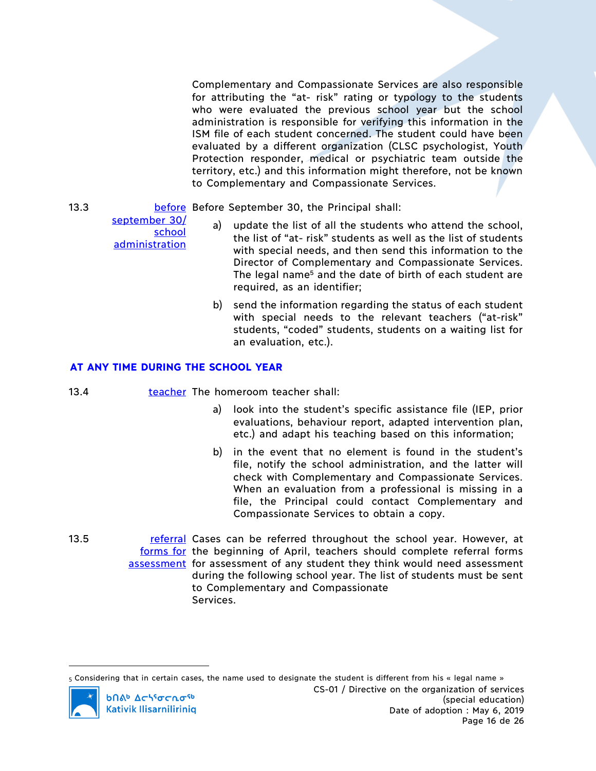Complementary and Compassionate Services are also responsible for attributing the "at- risk" rating or typology to the students who were evaluated the previous school year but the school administration is responsible for verifying this information in the ISM file of each student concerned. The student could have been evaluated by a different organization (CLSC psychologist, Youth Protection responder, medical or psychiatric team outside the territory, etc.) and this information might therefore, not be known to Complementary and Compassionate Services.

13.3 before september 30/ school administration

Before September 30, the Principal shall:

a) update the list of all the students who attend the school, the list of "at- risk" students as well as the list of students with special needs, and then send this information to the Director of Complementary and Compassionate Services. The legal name[5] and the date of birth of each student are required, as an identifier;

b) send the information regarding the status of each student with special needs to the relevant teachers ("at-risk" students, "coded" students, students on a waiting list for an evaluation, etc.).

## AT ANY TIME DURING THE SCHOOL YEAR

13.4 teacher

The homeroom teacher shall:

a) look into the student's specific assistance file (IEP, prior evaluations, behaviour report, adapted intervention plan, etc.) and adapt his teaching based on this information;

b) in the event that no element is found in the student's file, notify the school administration, and the latter will check with Complementary and Compassionate Services. When an evaluation from a professional is missing in a file, the Principal could contact Complementary and Compassionate Services to obtain a copy.

13.5 referral forms for assessment

Cases can be referred throughout the school year. However, at the beginning of April, teachers should complete referral forms for assessment of any student they think would need assessment during the following school year. The list of students must be sent to Complementary and Compassionate Services.

[5] Considering that in certain cases, the name used to designate the student is different from his « legal name »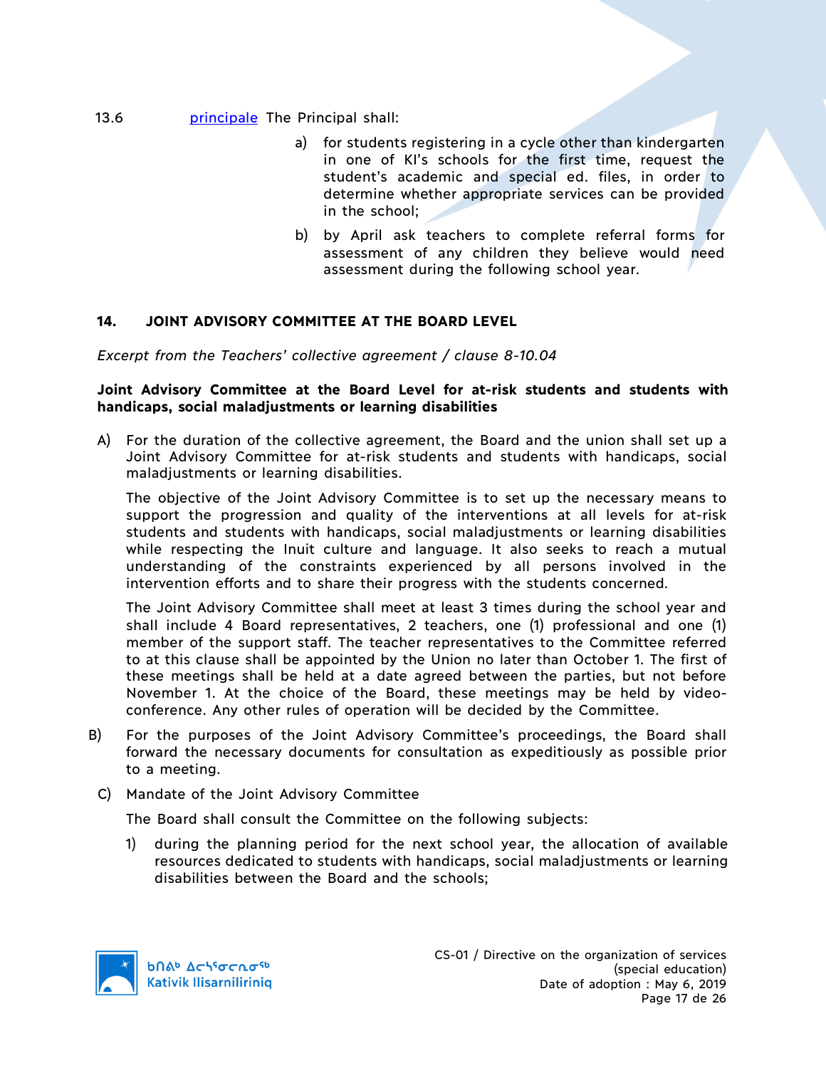13.6 [principale](#) The Principal shall:

a) for students registering in a cycle other than kindergarten in one of KI's schools for the first time, request the student's academic and special ed. files, in order to determine whether appropriate services can be provided in the school;

b) by April ask teachers to complete referral forms for assessment of any children they believe would need assessment during the following school year.

## 14. JOINT ADVISORY COMMITTEE AT THE BOARD LEVEL

*Excerpt from the Teachers' collective agreement / clause 8-10.04*

**Joint Advisory Committee at the Board Level for at-risk students and students with handicaps, social maladjustments or learning disabilities**

A) For the duration of the collective agreement, the Board and the union shall set up a Joint Advisory Committee for at-risk students and students with handicaps, social maladjustments or learning disabilities.

The objective of the Joint Advisory Committee is to set up the necessary means to support the progression and quality of the interventions at all levels for at-risk students and students with handicaps, social maladjustments or learning disabilities while respecting the Inuit culture and language. It also seeks to reach a mutual understanding of the constraints experienced by all persons involved in the intervention efforts and to share their progress with the students concerned.

The Joint Advisory Committee shall meet at least 3 times during the school year and shall include 4 Board representatives, 2 teachers, one (1) professional and one (1) member of the support staff. The teacher representatives to the Committee referred to at this clause shall be appointed by the Union no later than October 1. The first of these meetings shall be held at a date agreed between the parties, but not before November 1. At the choice of the Board, these meetings may be held by video-conference. Any other rules of operation will be decided by the Committee.

B) For the purposes of the Joint Advisory Committee's proceedings, the Board shall forward the necessary documents for consultation as expeditiously as possible prior to a meeting.

C) Mandate of the Joint Advisory Committee

The Board shall consult the Committee on the following subjects:

1) during the planning period for the next school year, the allocation of available resources dedicated to students with handicaps, social maladjustments or learning disabilities between the Board and the schools;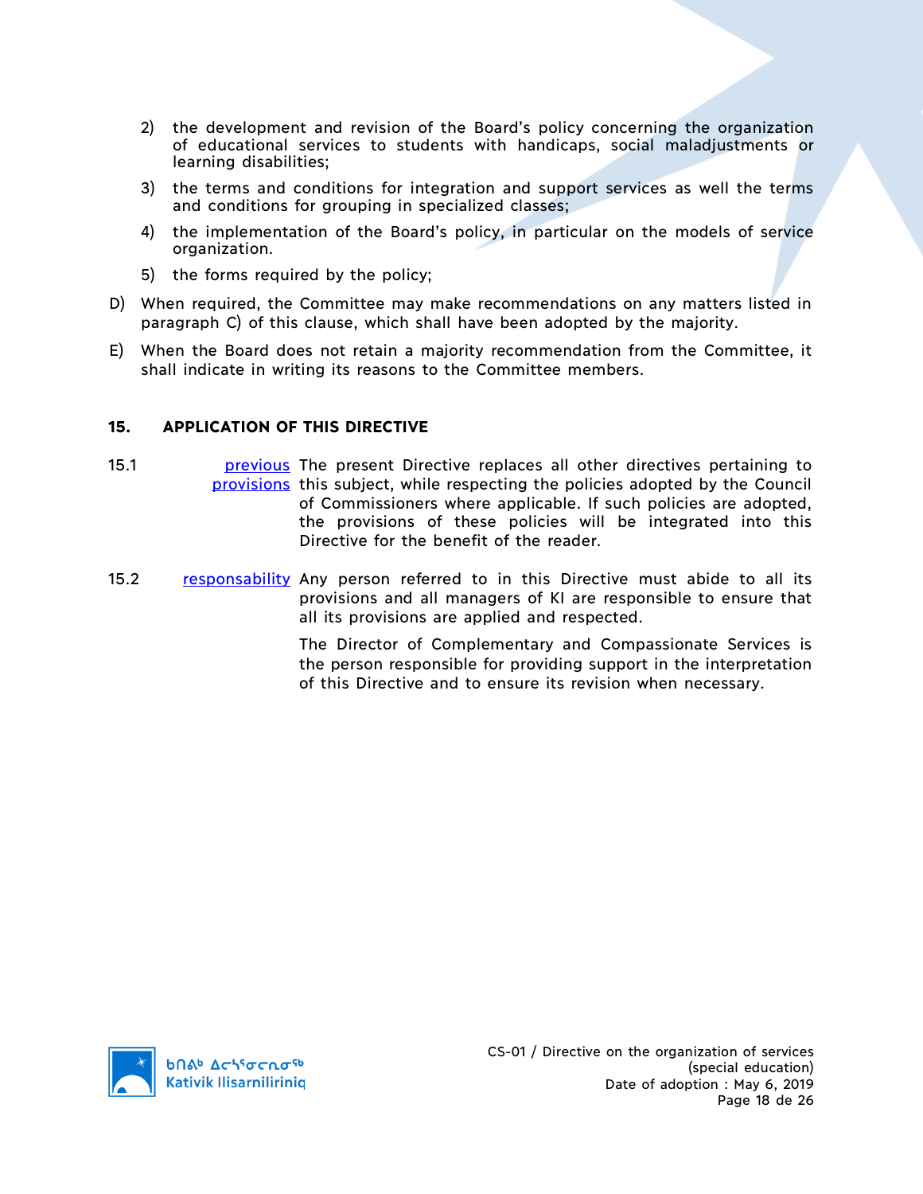2) the development and revision of the Board's policy concerning the organization of educational services to students with handicaps, social maladjustments or learning disabilities;

3) the terms and conditions for integration and support services as well the terms and conditions for grouping in specialized classes;

4) the implementation of the Board's policy, in particular on the models of service organization.

5) the forms required by the policy;

D) When required, the Committee may make recommendations on any matters listed in paragraph C) of this clause, which shall have been adopted by the majority.

E) When the Board does not retain a majority recommendation from the Committee, it shall indicate in writing its reasons to the Committee members.

## 15. APPLICATION OF THIS DIRECTIVE

15.1 previous provisions — The present Directive replaces all other directives pertaining to this subject, while respecting the policies adopted by the Council of Commissioners where applicable. If such policies are adopted, the provisions of these policies will be integrated into this Directive for the benefit of the reader.

15.2 responsability — Any person referred to in this Directive must abide to all its provisions and all managers of KI are responsible to ensure that all its provisions are applied and respected.

The Director of Complementary and Compassionate Services is the person responsible for providing support in the interpretation of this Directive and to ensure its revision when necessary.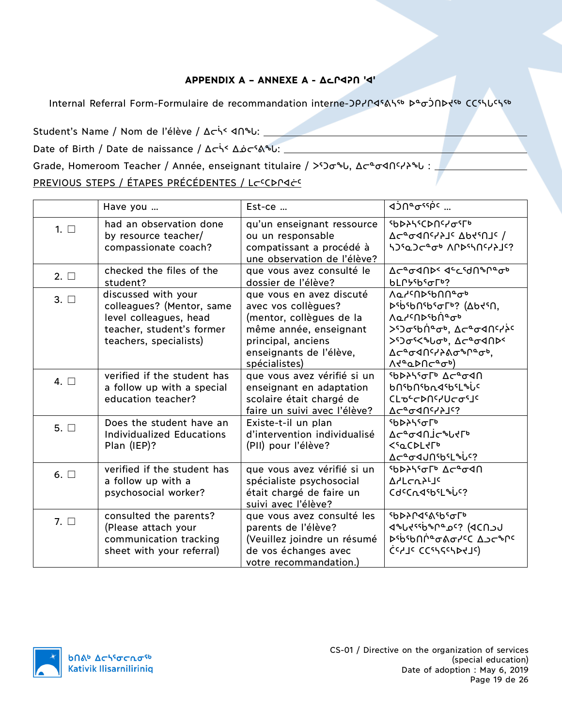# APPENDIX A – ANNEXE A - ᐃᓚᒋᐊᕈᑎ 'ᐊ'

Internal Referral Form-Formulaire de recommandation interne-ᑐᑭᓯᒋᐊᕐᕕᔅᓴᖅ ᐅᓐᓂᑑᑎᐅᔪᖅ ᑕᑕᕐᓴᒐᕐᓴᖅ

Student's Name / Nom de l'élève / ᐃᓕᓐᑉ ᐊᑎᖓ: ___________________________

Date of Birth / Date de naissance / ᐃᓕᓐᑉ ᐃᓅᓕᕐᕕᖓ: ___________________________

Grade, Homeroom Teacher / Année, enseignant titulaire / ᐳᕐᑐᓂᖓ, ᐃᓕᓐᓂᐊᑎᑦᓯᔨᖓ : ___________________________

PREVIOUS STEPS / ÉTAPES PRÉCÉDENTES / ᒪᓕᑦᑕᐅᒋᐊᓖᑦ

| | Have you … | Est-ce … | ᐊᑑᑎᓐᓂᕐᕿᑦ … |
|---|---|---|---|
| 1. ☐ | had an observation done by resource teacher/ compassionate coach? | qu'un enseignant ressource ou un responsable compatissant a procédé à une observation de l'élève? | ᖃᐅᔨᓴᕐᑕᐅᑎᑦᓯᓂᕐᒥᒃ ᐃᓕᓐᓂᐊᑎᑦᓯᔨᒧᑦ ᐃᑲᔪᕐᑎᒧᑦ / ᓴᑐᕐᓇᑐᓕᓐᓂᒃ ᐱᒋᐅᕐᓴᑎᑦᓯᔨᒧᑦ? |
| 2. ☐ | checked the files of the student? | que vous avez consulté le dossier de l'élève? | ᐃᓕᓐᓂᐊᑎᐅᑉ ᐊᑦᓚᕐᑯᑎᖏᓐᓂᒃ ᑲᒪᒋᔭᕐᑲᕐᓂᒥᒃ? |
| 3. ☐ | discussed with your colleagues? (Mentor, same level colleagues, head teacher, student's former teachers, specialists) | que vous en avez discuté avec vos collègues? (mentor, collègues de la même année, enseignant principal, anciens enseignants de l'élève, spécialistes) | ᐱᓇᓯᑦᑎᐅᕐᑲᑎᑎᓐᓂᒃ ᐅᕐᑲᑲᑎᕐᑲᕐᓂᒥᒃ? (ᐃᑲᔪᕐᑎ, ᐱᓇᓯᑦᑎᐅᕐᑲᑏᓐᓂᒃ, ᐳᕐᑐᓂᕐᑲᑏᓐᓂᒃ, ᐃᓕᓐᓂᐊᑎᑦᓯᔨᑦ ᐳᕐᑐᓂᕐᐸᖓᓂᒃ, ᐃᓕᓐᓂᐊᑎᐅᑉ ᐃᓕᓐᓂᐊᑎᑦᓯᔨᕕᓂᖏᓐᓂᒃ, ᐱᔪᓐᓇᐅᑎᓕᓐᓂᒃ) |
| 4. ☐ | verified if the student has a follow up with a special education teacher? | que vous avez vérifié si un enseignant en adaptation scolaire était chargé de faire un suivi avec l'élève? | ᖃᐅᔨᓴᕐᓂᒃ ᐃᓕᓐᓂᐊᑎ ᑲᑎᕐᑲᑎᕐᑲᕆᐊᕐᑲᕐᒪᖔᑦ ᑕᒪᓐᓇᓕᐅᑎᑦᓯᒍᑎᓂᕐᒧᑦ ᐃᓕᓐᓂᐊᑎᑦᓯᔨᒧᑦ? |
| 5. ☐ | Does the student have an Individualized Educations Plan (IEP)? | Existe-t-il un plan d'intervention individualisé (PII) pour l'élève? | ᖃᐅᔨᓴᕐᓂᒃ ᐃᓕᓐᓂᐊᑎᒨᓕᖓᔪᒥᒃ ᐸᕐᓇᑕᐅᒪᔪᒥᒃ ᐃᓕᓐᓂᐊᒍᑎᕐᑲᕐᒪᖔᑦ? |
| 6. ☐ | verified if the student has a follow up with a psychosocial worker? | que vous avez vérifié si un spécialiste psychosocial était chargé de faire un suivi avec l'élève? | ᖃᐅᔨᓴᕐᓂᒃ ᐃᓕᓐᓂᐊᑎ ᐃᓱᒪᓕᓕᕆᔨᒧᑦ ᑕᑯᑦᑕᕆᐊᕐᑲᕐᒪᖔᑦ? |
| 7. ☐ | consulted the parents? (Please attach your communication tracking sheet with your referral) | que vous avez consulté les parents de l'élève? (Veuillez joindre un résumé de vos échanges avec votre recommandation.) | ᖃᐅᔨᒋᐊᕐᕕᒃᓴᓂᒃ ᐊᖓᔪᕐᖄᖏᓐᓄᑦ? (ᐊᑕᑎᓗᒍ ᐅᖃᖃᑎᒌᓐᓂᕕᓯᑦᑕ ᐃᓗᓕᖏᑦ ᑖᑦᓱᒧᑦ ᑕᑕᕐᓴᑦᓴᐅᔪᒧᑦ) |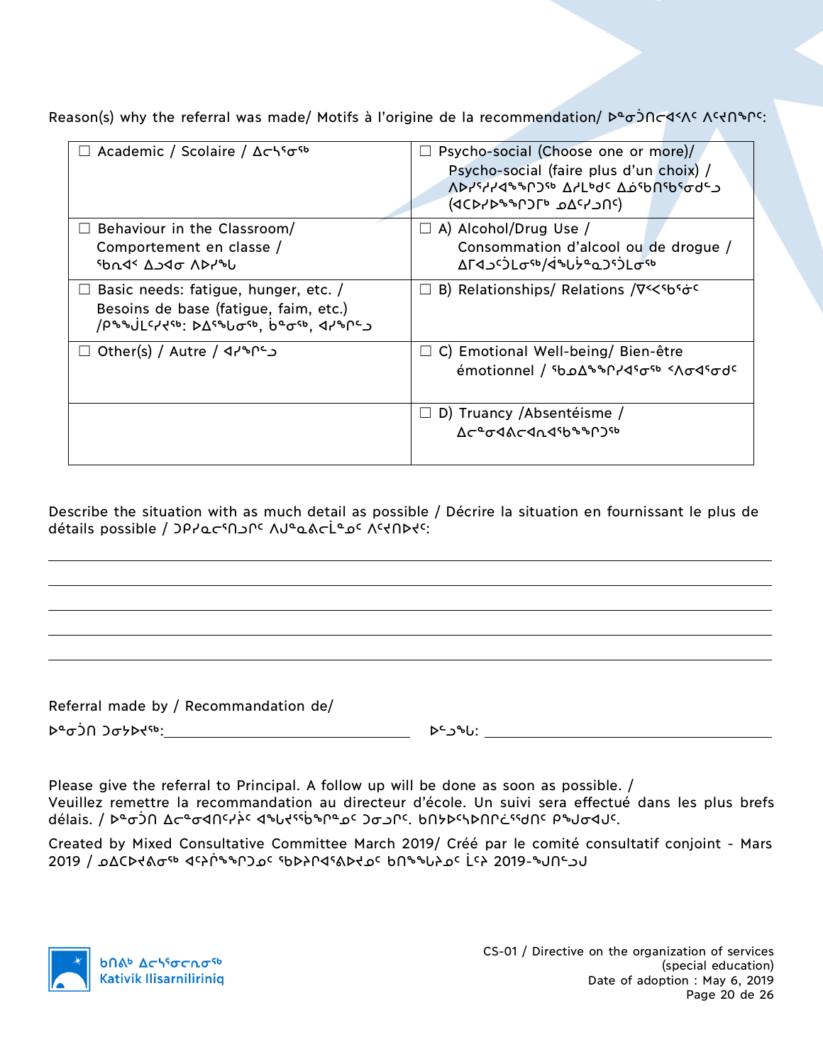Reason(s) why the referral was made/ Motifs à l'origine de la recommendation/ ᐅᓐᓂᓗᑎᓕᐊᑉᐱᑦ ᐱᕝᕙᑎᖏᑦ:

| ☐ Academic / Scolaire / ᐃᓕᓐᓂᓂᖅ | ☐ Psycho-social (Choose one or more)/ Psycho-social (faire plus d'un choix) / ᐱᐅᓯᕐᓯᐊᖕᖏᑐᖅ ᐃᓱᒪᒃᑯᑦ ᐃᓅᖅᑎᖅᑯᓂᒃᑯᑦ (ᐊᑕᐅᓯᐅᖕᖏᑐᒥᒃ ᓄᐃᑦᓯᓗᑎᑦ) |
|---|---|
| ☐ Behaviour in the Classroom/ Comportement en classe / ᖃᑎᐊᑉ ᐃᓗᐊᓂ ᐱᐅᓯᖕᒐ | ☐ A) Alcohol/Drug Use / Consommation d'alcool ou de drogue / ᐃᒥᐊᓗᑦᑑᒪᓂᖅ/ᐋᖕᖓᔫᓇᑐᑦᑑᒪᓂᖅ |
| ☐ Basic needs: fatigue, hunger, etc. / Besoins de base (fatigue, faim, etc.) /ᑭᖕᒎᒪᑦᓯᔪᖅ: ᐅᐃᕝᕆᓂᖅ, ᑳᓐᓂᖅ, ᐊᓯᖏᓪᓗ | ☐ B) Relationships/ Relations /ᐁᑉᐸᖅᑳᓃᑦ |
| ☐ Other(s) / Autre / ᐊᓯᖏᓪᓗ | ☐ C) Emotional Well-being/ Bien-être émotionnel / ᖃᓄᐃᖕᖏᑎᓯᐊᕐᓂᖅ ᐸᐃᓂᐊᕐᓂᒃᑯᑦ |
| | ☐ D) Truancy /Absentéisme / ᐃᓕᓐᓂᐊᕕᓕᐊᕆᐊᖅᑲᖕᖏᑐᖅ |

Describe the situation with as much detail as possible / Décrire la situation en fournissant le plus de détails possible / ᑐᑭᓯᓇᓕᕐᑎᓗᒋᑦ ᐱᒍᓐᓇᕕᓕᒫᓄᑦ ᐱᕝᕙᑎᐅᔪᑦ:

\_\_\_\_\_\_\_\_\_\_\_\_\_\_\_\_\_\_\_\_\_\_\_\_\_\_\_\_\_\_\_\_\_\_\_\_\_\_\_\_\_\_\_\_\_\_\_\_\_\_\_\_\_\_\_\_\_\_\_\_\_\_\_\_\_\_\_\_\_\_\_\_

\_\_\_\_\_\_\_\_\_\_\_\_\_\_\_\_\_\_\_\_\_\_\_\_\_\_\_\_\_\_\_\_\_\_\_\_\_\_\_\_\_\_\_\_\_\_\_\_\_\_\_\_\_\_\_\_\_\_\_\_\_\_\_\_\_\_\_\_\_\_\_\_

\_\_\_\_\_\_\_\_\_\_\_\_\_\_\_\_\_\_\_\_\_\_\_\_\_\_\_\_\_\_\_\_\_\_\_\_\_\_\_\_\_\_\_\_\_\_\_\_\_\_\_\_\_\_\_\_\_\_\_\_\_\_\_\_\_\_\_\_\_\_\_\_

\_\_\_\_\_\_\_\_\_\_\_\_\_\_\_\_\_\_\_\_\_\_\_\_\_\_\_\_\_\_\_\_\_\_\_\_\_\_\_\_\_\_\_\_\_\_\_\_\_\_\_\_\_\_\_\_\_\_\_\_\_\_\_\_\_\_\_\_\_\_\_\_

\_\_\_\_\_\_\_\_\_\_\_\_\_\_\_\_\_\_\_\_\_\_\_\_\_\_\_\_\_\_\_\_\_\_\_\_\_\_\_\_\_\_\_\_\_\_\_\_\_\_\_\_\_\_\_\_\_\_\_\_\_\_\_\_\_\_\_\_\_\_\_\_

Referral made by / Recommandation de/

ᐅᓐᓂᓗᑎ ᑐᓂᔭᐅᔪᖅ:\_\_\_\_\_\_\_\_\_\_\_\_\_\_\_\_\_\_\_\_\_\_\_\_\_\_\_\_\_\_ ᐅᑦᓗᖓ: \_\_\_\_\_\_\_\_\_\_\_\_\_\_\_\_\_\_\_\_\_\_\_\_\_\_\_\_\_\_

Please give the referral to Principal. A follow up will be done as soon as possible. / Veuillez remettre la recommandation au directeur d'école. Un suivi sera effectué dans les plus brefs délais. / ᐅᓐᓂᓗᑎ ᐃᓕᓐᓂᐊᑎᑦᓯᔨᓄᑦ ᐊᖓᔪᖅᑳᖏᓐᓄᑦ ᑐᓂᓗᒋᑦ. ᑲᑎᔭᐅᑦᓴᐅᑎᑦᑎᕐᖁᑎᑦ ᑭᖑᓂᐊᒍᑦ.

Created by Mixed Consultative Committee March 2019/ Créé par le comité consultatif conjoint - Mars 2019 / ᓄᐃᑕᐅᔪᕕᓂᖅ ᐊᑦᔨᒌᖕᖏᑐᓄᑦ ᖃᐅᔨᒋᐊᕐᕕᐅᔪᓄᑦ ᑲᑎᖕᖓᔨᓄᑦ ᒫᑦᓯ 2019-ᖑᑎᓪᓗᒍ

ᑲᑎᕕᒃ ᐃᓕᓐᓂᓕᕆᓂᖅ
Kativik Ilisarniliriniq

CS-01 / Directive on the organization of services (special education)
Date of adoption : May 6, 2019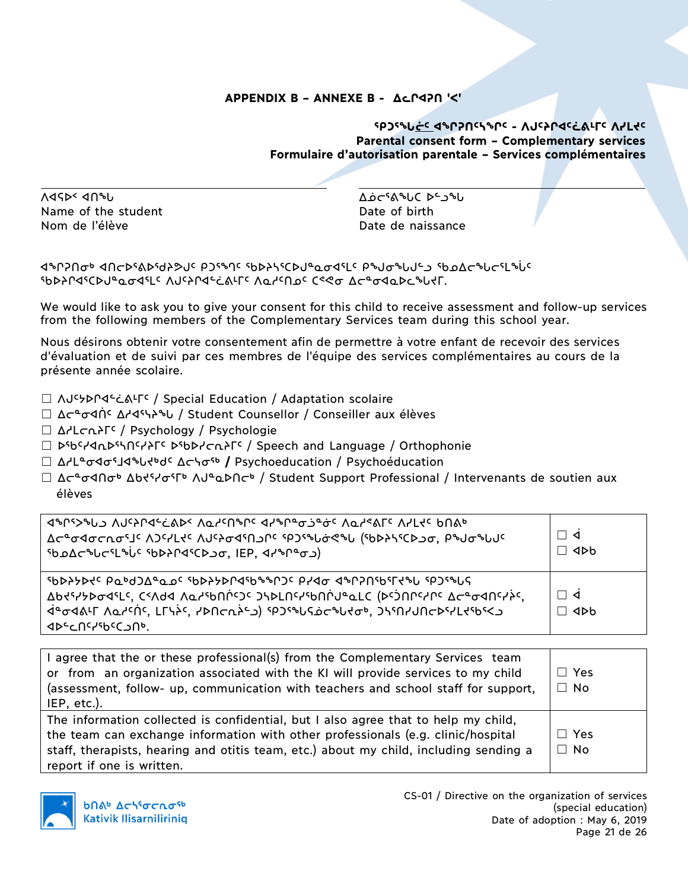## APPENDIX B – ANNEXE B - ᐃᓚᒋᐊᕈᑎ 'ᐸ'

**ᕿᒥᕐᕈᓂᓛᑦ ᐊᖏᕈᑎᖃᕐᓂᖏᑦ - ᐱᒍᓐᓇᕈᑎᖃᕐᑕᐅᓯᒪᔪᑦ ᐱᓯᒪᔪᑦ**
**Parental consent form – Complementary services**
**Formulaire d'autorisation parentale – Services complémentaires**

| ᐱᐊᕋᐅᑉ ᐊᑎᖓ<br>Name of the student<br>Nom de l'élève | ᐃᓅᓯᕐᕕᖓᑕ ᐅᓪᓗᖓ<br>Date of birth<br>Date de naissance |
|---|---|

ᐊᖏᕈᑎᓂᒃ ᐊᑎᓚᐅᕐᕕᐅᖁᔨᕗᒍᑦ ᕿᒧᒃᓯ ᖃᐅᔨᓴᕐᑕᐅᒍᓐᓇᓂᐊᕐᒪᑦ ᑭᒡᒍᓯᖓᒍᑦᓗ ᖃᓄᐃᓕᖓᓕᕐᒪᖔᑦ ᖃᐅᔨᒋᐊᕐᑕᐅᒍᓐᓇᓂᐊᕐᒪᑦ ᐱᒍᓐᓇᕈᑎᖃᕐᑕᐅᓯᒪᔪᑦ ᐱᓇᓱᑎᓂᑦ ᑖᑉᓱᓂ ᐃᓕᓐᓂᐊᓄᐃᓕᖓᔪᒥ.

We would like to ask you to give your consent for this child to receive assessment and follow-up services from the following members of the Complementary Services team during this school year.

Nous désirons obtenir votre consentement afin de permettre à votre enfant de recevoir des services d'évaluation et de suivi par ces membres de l'équipe des services complémentaires au cours de la présente année scolaire.

- ☐ ᐱᒍᓯᐅᕈᑎᖃᕐᑕᐅᓯᒪᔪᑦ / Special Education / Adaptation scolaire
- ☐ ᐃᓕᓐᓂᐊᓂᕐᒥᑦ ᐃᓱᐊᕐᓴᔨᖓ / Student Counsellor / Conseiller aux élèves
- ☐ ᐃᓱᒪᓕᕆᔨᒥᑦ / Psychology / Psychologie
- ☐ ᐅᖃᐅᓯᐊᕆᐅᕐᓴᑎᑦᓯᔨᒥᑦ ᐅᖃᐅᓯᓕᕆᔨᒥᑦ / Speech and Language / Orthophonie
- ☐ ᐃᓱᒪᓂᐊᓂᕐᒧᐊᖓᔪᑯᑦ ᐃᓚᓯᓂᖅ **/** Psychoeducation / Psychoéducation
- ☐ ᐃᓕᓐᓂᐊᑎᓂᒃ ᐃᑲᔪᕐᓯᓂᕐᒥᒃ ᐱᒍᓇᐅᑎᓚᒃ / Student Support Professional / Intervenants de soutien aux élèves

| | |
|---|---|
| ᐊᖏᕐᐳᖓ ᐱᒍᓯᐅᕈᑎᖃᕐᑕᐅᓯᒪᔪᑦ ᐱᓇᓱᑎᖏᑦ ᐊᓯᖏᓂᓗᓐᓃᑦ ᐱᓇᓱᕝᕕᒥᑦ ᐱᓯᒪᔪᑦ ᑲᑎᕕᒃ ᐃᓕᓐᓂᐊᓂᕐᒥᒃ ᐱᑐᕐᓯᒪᔪᑦ ᐱᒍᓐᓇᕐᓂᐊᕐᑎᑕᓂᒋᑦ ᕿᒧᒃᓯᕋᓱᒃᑐᓂᑦ (ᖃᐅᔨᓴᕐᑕᐅᓗᓂ, ᑭᒡᒍᓯᖓᒍᑦ ᖃᓄᐃᓕᖓᓕᕐᒪᖔᑦ ᖃᐅᔨᒋᐊᕐᑕᐅᓗᓂ, IEP, ᐊᓯᖏᓂᓗ) | ☐ ᐊ<br>☐ ᐊᐅᑲ |
| ᖃᐅᔨᓴᐅᑎᑦ ᑮᓇᒃᑯᑐᓇᓄᑦ ᖃᐅᔨᓴᐅᑎᐊᖃᖅᑐᑦ ᑭᓯᐊᓂ ᐊᖏᕈᑎᖃᕐᑐᖓ ᕿᒧᒃᓯᖓ ᐃᑲᔪᕐᓴᐅᑎᓂᐊᕐᒪᑦ, ᑕᐸᐅᑕ ᐱᓇᓱᖃᑎᖏᑦ ᑐᓴᐅᒪᑎᑦᓯᖃᑎᒌᒍᓐᓇᓚᑕ (ᐅᓐᓄᑎᓯᕆᑦ ᐃᓕᓐᓂᐊᑎᓯᔨᑦ, ᐋᓐᓂᐊᕕᒥ ᐱᓇᓱᖃᑎᑦ, ᒪᒥᓴᔩᑦ, ᓯᐅᑎᓕᕆᔩᓪᓗ) ᕿᒧᒃᓯᕋᓱᒃᑐᓂᒃ, ᑐᓴᕐᑎᓯᒍᑎᓚᐅᕐᓯᒪᔪᖃᕐᐸᑦ ᐊᐅᓚᑎᑦᓯᖃᑦᑕᕐᑎᒃ. | ☐ ᐊ<br>☐ ᐊᐅᑲ |

| | |
|---|---|
| I agree that the or these professional(s) from the Complementary Services team or from an organization associated with the KI will provide services to my child (assessment, follow- up, communication with teachers and school staff for support, IEP, etc.). | ☐ Yes<br>☐ No |
| The information collected is confidential, but I also agree that to help my child, the team can exchange information with other professionals (e.g. clinic/hospital staff, therapists, hearing and otitis team, etc.) about my child, including sending a report if one is written. | ☐ Yes<br>☐ No |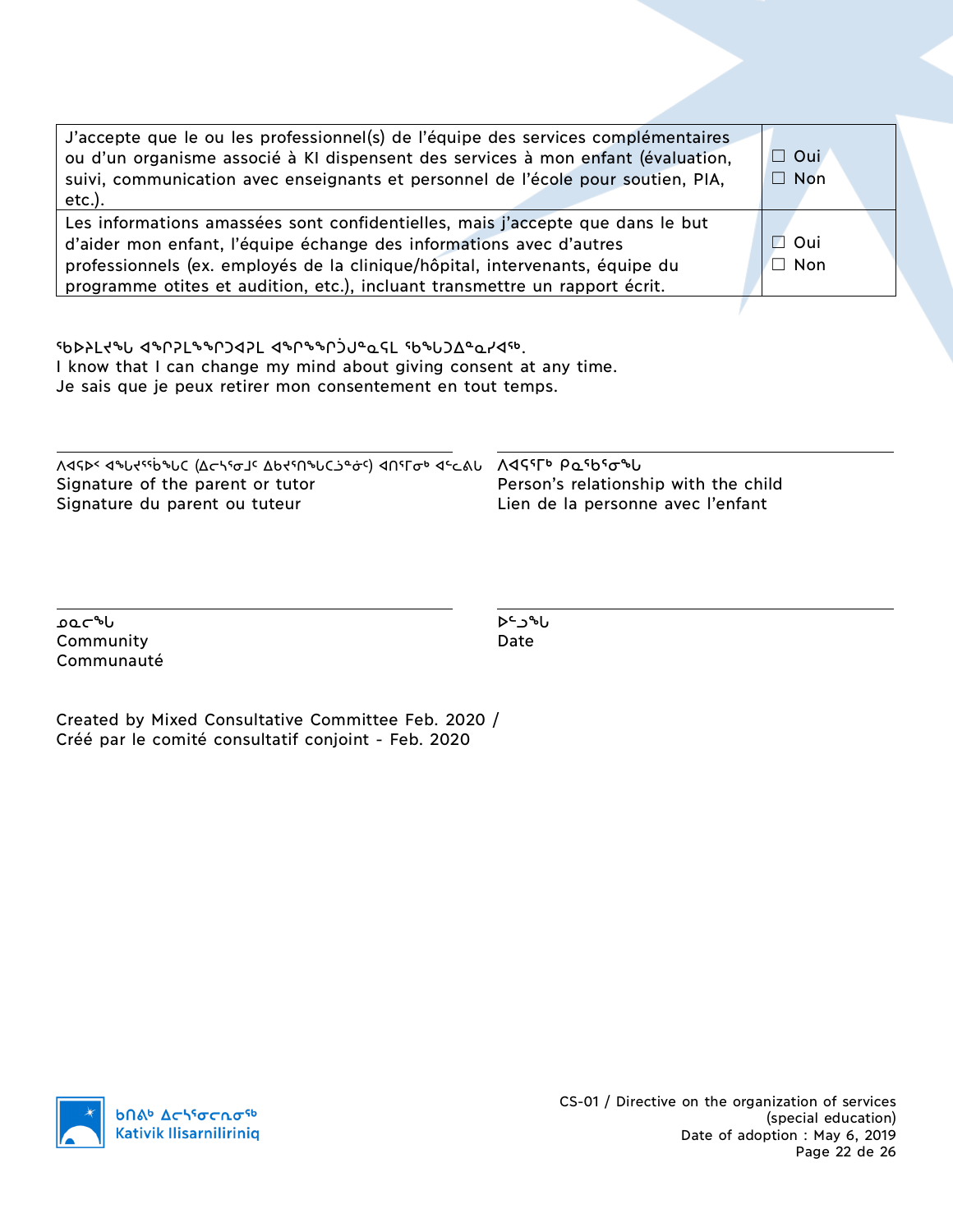| | |
|---|---|
| J'accepte que le ou les professionnel(s) de l'équipe des services complémentaires ou d'un organisme associé à KI dispensent des services à mon enfant (évaluation, suivi, communication avec enseignants et personnel de l'école pour soutien, PIA, etc.). | ☐ Oui<br>☐ Non |
| Les informations amassées sont confidentielles, mais j'accepte que dans le but d'aider mon enfant, l'équipe échange des informations avec d'autres professionnels (ex. employés de la clinique/hôpital, intervenants, équipe du programme otites et audition, etc.), incluant transmettre un rapport écrit. | ☐ Oui<br>☐ Non |

ᖃᐅᔨᒪᔪᖓ ᐊᖏᕈᒪᓕᖅᑐᐊᕈᒪ ᐊᖏᖅᖏᑐᒍᓐᓇᕋᒪ ᖃᖓᑐᐃᓐᓇᓱᐊᖅ.
I know that I can change my mind about giving consent at any time.
Je sais que je peux retirer mon consentement en tout temps.

ᐱᐊᕋᐅᑉ ᐊᖓᔪᖅᑳᖓᑕ (ᐃᓕᓴᕐᓂᒧᑦ ᐃᑲᔪᕐᑎᖓᑕᓘᓐᓂᑦ) ᐊᑎᕐᒥᓂᒃ ᐊᓪᓚᕕᖓ
Signature of the parent or tutor
Signature du parent ou tuteur

ᐱᐊᕋᕐᒥᒃ ᑭᓇᖃᕐᓂᖓ
Person's relationship with the child
Lien de la personne avec l'enfant

ᓄᓇᓕᖓ
Community
Communauté

ᐅᓪᓗᖓ
Date

Created by Mixed Consultative Committee Feb. 2020 /
Créé par le comité consultatif conjoint - Feb. 2020